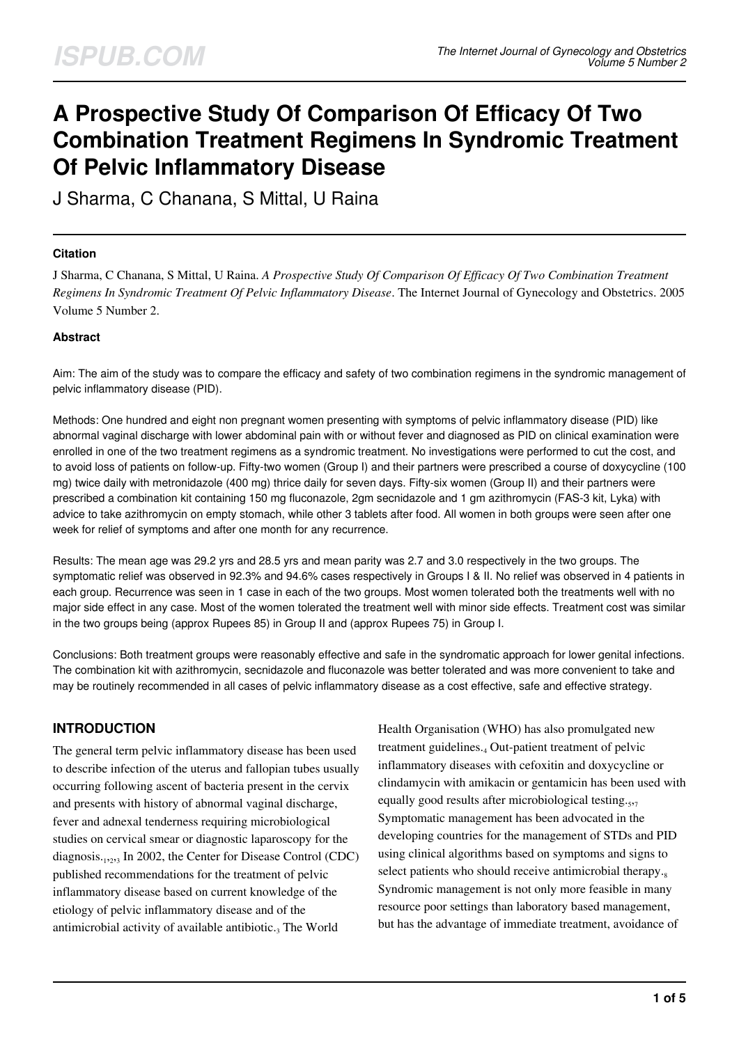# A Prospective Study Of Comparison Of Efficacy Of Two Combination Treatment Regimens In Syndromic Treatment Of Pelvic Inflammatory Disease

J Sharma, C Chanana, S Mittal, U Raina

#### Citation

J Sharma, C Chanana, S Mittal, U Raina. *A Prospective Study Of Comparison Of Efficacy Of Two Combination Treatment Regimens In Syndromic Treatment Of Pelvic Inflammatory Disease*. The Internet Journal of Gynecology and Obstetrics. 2005 Volume 5 Number 2.

#### Abstract

Aim: The aim of the study was to compare the efficacy and safety of two combination regimens in the syndromic management of pelvic inflammatory disease (PID).

Methods: One hundred and eight non pregnant women presenting with symptoms of pelvic inflammatory disease (PID) like abnormal vaginal discharge with lower abdominal pain with or without fever and diagnosed as PID on clinical examination were enrolled in one of the two treatment regimens as a syndromic treatment. No investigations were performed to cut the cost, and to avoid loss of patients on follow-up. Fifty-two women (Group I) and their partners were prescribed a course of doxycycline (100 mg) twice daily with metronidazole (400 mg) thrice daily for seven days. Fifty-six women (Group II) and their partners were prescribed a combination kit containing 150 mg fluconazole, 2gm secnidazole and 1 gm azithromycin (FAS-3 kit, Lyka) with advice to take azithromycin on empty stomach, while other 3 tablets after food. All women in both groups were seen after one week for relief of symptoms and after one month for any recurrence.

Results: The mean age was 29.2 yrs and 28.5 yrs and mean parity was 2.7 and 3.0 respectively in the two groups. The symptomatic relief was observed in 92.3% and 94.6% cases respectively in Groups I & II. No relief was observed in 4 patients in each group. Recurrence was seen in 1 case in each of the two groups. Most women tolerated both the treatments well with no major side effect in any case. Most of the women tolerated the treatment well with minor side effects. Treatment cost was similar in the two groups being (approx Rupees 85) in Group II and (approx Rupees 75) in Group I.

Conclusions: Both treatment groups were reasonably effective and safe in the syndromatic approach for lower genital infections. The combination kit with azithromycin, secnidazole and fluconazole was better tolerated and was more convenient to take and may be routinely recommended in all cases of pelvic inflammatory disease as a cost effective, safe and effective strategy.

## INTRODUCTION

The general term pelvic inflammatory disease has been used to describe infection of the uterus and fallopian tubes usually occurring following ascent of bacteria present in the cervix and presents with history of abnormal vaginal discharge, fever and adnexal tenderness requiring microbiological studies on cervical smear or diagnostic laparoscopy for the diagnosis.[1,2,3] In 2002, the Center for Disease Control (CDC) published recommendations for the treatment of pelvic inflammatory disease based on current knowledge of the etiology of pelvic inflammatory disease and of the antimicrobial activity of available antibiotic.[3] The World Health Organisation (WHO) has also promulgated new treatment guidelines.[4] Out-patient treatment of pelvic inflammatory diseases with cefoxitin and doxycycline or clindamycin with amikacin or gentamicin has been used with equally good results after microbiological testing.[5,7] Symptomatic management has been advocated in the developing countries for the management of STDs and PID using clinical algorithms based on symptoms and signs to select patients who should receive antimicrobial therapy.[8] Syndromic management is not only more feasible in many resource poor settings than laboratory based management, but has the advantage of immediate treatment, avoidance of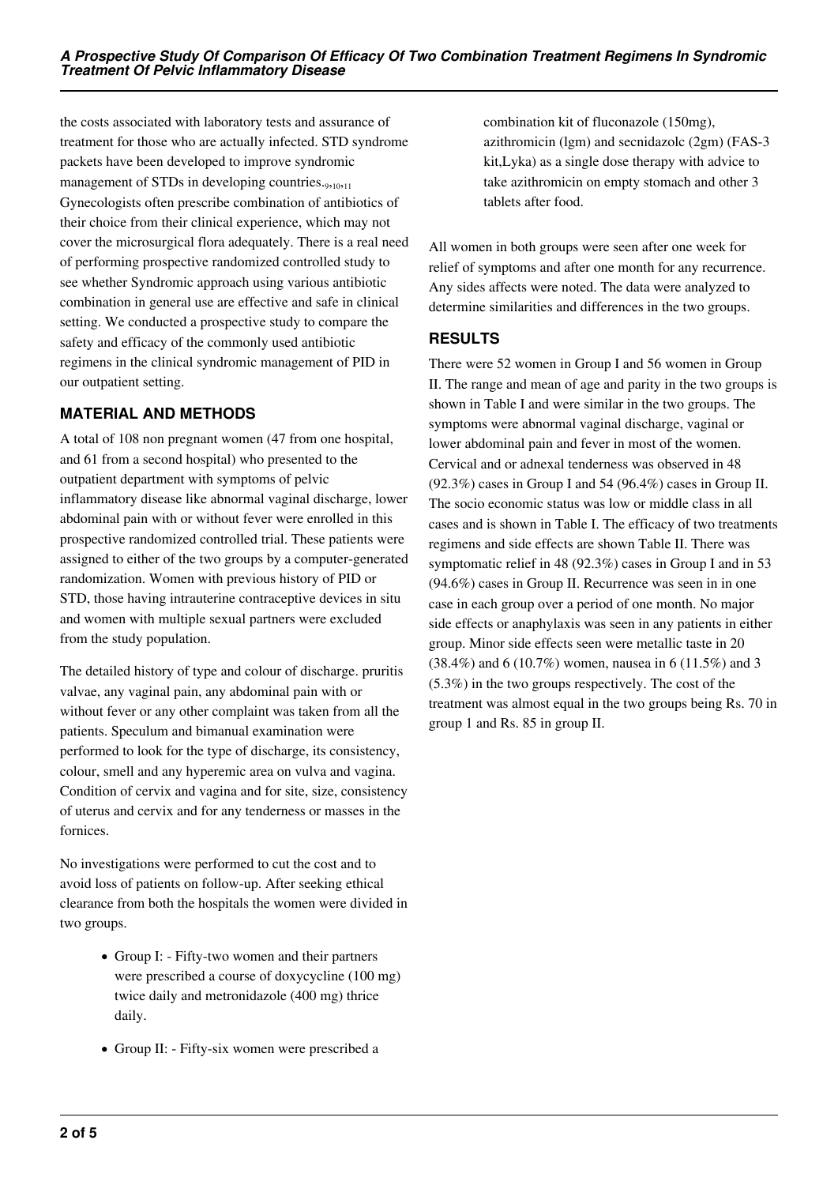the costs associated with laboratory tests and assurance of treatment for those who are actually infected. STD syndrome packets have been developed to improve syndromic management of STDs in developing countries.[9,10,11] Gynecologists often prescribe combination of antibiotics of their choice from their clinical experience, which may not cover the microsurgical flora adequately. There is a real need of performing prospective randomized controlled study to see whether Syndromic approach using various antibiotic combination in general use are effective and safe in clinical setting. We conducted a prospective study to compare the safety and efficacy of the commonly used antibiotic regimens in the clinical syndromic management of PID in our outpatient setting.

## MATERIAL AND METHODS

A total of 108 non pregnant women (47 from one hospital, and 61 from a second hospital) who presented to the outpatient department with symptoms of pelvic inflammatory disease like abnormal vaginal discharge, lower abdominal pain with or without fever were enrolled in this prospective randomized controlled trial. These patients were assigned to either of the two groups by a computer-generated randomization. Women with previous history of PID or STD, those having intrauterine contraceptive devices in situ and women with multiple sexual partners were excluded from the study population.

The detailed history of type and colour of discharge. pruritis valvae, any vaginal pain, any abdominal pain with or without fever or any other complaint was taken from all the patients. Speculum and bimanual examination were performed to look for the type of discharge, its consistency, colour, smell and any hyperemic area on vulva and vagina. Condition of cervix and vagina and for site, size, consistency of uterus and cervix and for any tenderness or masses in the fornices.

No investigations were performed to cut the cost and to avoid loss of patients on follow-up. After seeking ethical clearance from both the hospitals the women were divided in two groups.

- Group I: - Fifty-two women and their partners were prescribed a course of doxycycline (100 mg) twice daily and metronidazole (400 mg) thrice daily.
- Group II: - Fifty-six women were prescribed a combination kit of fluconazole (150mg), azithromicin (lgm) and secnidazolc (2gm) (FAS-3 kit,Lyka) as a single dose therapy with advice to take azithromicin on empty stomach and other 3 tablets after food.

All women in both groups were seen after one week for relief of symptoms and after one month for any recurrence. Any sides affects were noted. The data were analyzed to determine similarities and differences in the two groups.

## RESULTS

There were 52 women in Group I and 56 women in Group II. The range and mean of age and parity in the two groups is shown in Table I and were similar in the two groups. The symptoms were abnormal vaginal discharge, vaginal or lower abdominal pain and fever in most of the women. Cervical and or adnexal tenderness was observed in 48 (92.3%) cases in Group I and 54 (96.4%) cases in Group II. The socio economic status was low or middle class in all cases and is shown in Table I. The efficacy of two treatments regimens and side effects are shown Table II. There was symptomatic relief in 48 (92.3%) cases in Group I and in 53 (94.6%) cases in Group II. Recurrence was seen in in one case in each group over a period of one month. No major side effects or anaphylaxis was seen in any patients in either group. Minor side effects seen were metallic taste in 20 (38.4%) and 6 (10.7%) women, nausea in 6 (11.5%) and 3 (5.3%) in the two groups respectively. The cost of the treatment was almost equal in the two groups being Rs. 70 in group 1 and Rs. 85 in group II.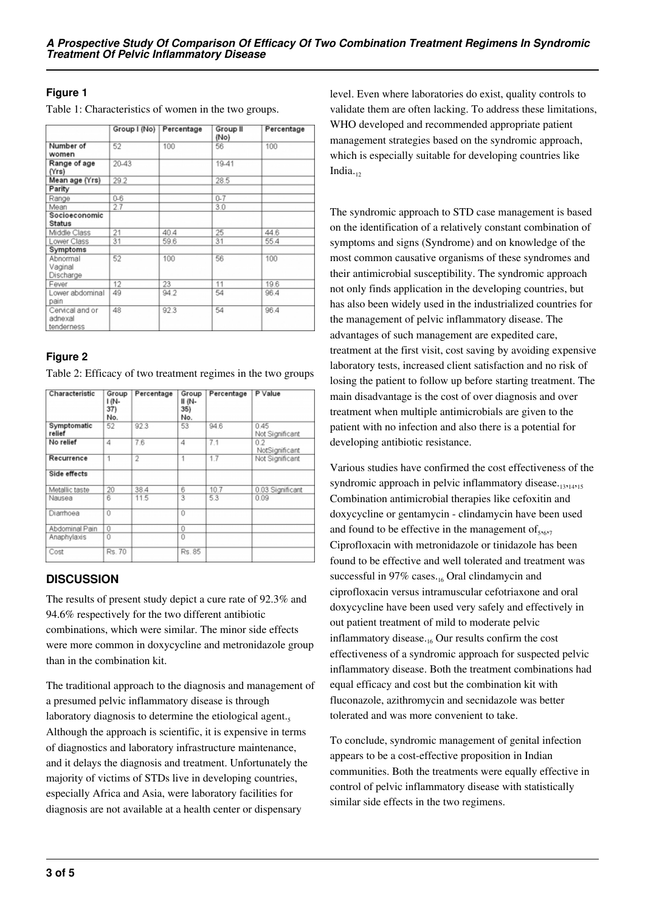### Figure 1

Table 1: Characteristics of women in the two groups.

| | Group I (No) | Percentage | Group II (No) | Percentage |
|---|---|---|---|---|
| Number of women | 52 | 100 | 56 | 100 |
| Range of age (Yrs) | 20-43 | | 19-41 | |
| Mean age (Yrs) | 29.2 | | 28.5 | |
| **Parity** | | | | |
| Range | 0-6 | | 0-7 | |
| Mean | 2.7 | | 3.0 | |
| **Socioeconomic Status** | | | | |
| Middle Class | 21 | 40.4 | 25 | 44.6 |
| Lower Class | 31 | 59.6 | 31 | 55.4 |
| **Symptoms** | | | | |
| Abnormal Vaginal Discharge | 52 | 100 | 56 | 100 |
| Fever | 12 | 23 | 11 | 19.6 |
| Lower abdominal pain | 49 | 94.2 | 54 | 96.4 |
| Cervical and or adnexal tenderness | 48 | 92.3 | 54 | 96.4 |

### Figure 2

Table 2: Efficacy of two treatment regimes in the two groups

| Characteristic | Group I (N-37) No. | Percentage | Group II (N-35) No. | Percentage | P Value |
|---|---|---|---|---|---|
| **Symptomatic relief** | 52 | 92.3 | 53 | 94.6 | 0.45 Not Significant |
| **No relief** | 4 | 7.6 | 4 | 7.1 | 0.2 NotSignificant |
| **Recurrence** | 1 | 2 | 1 | 1.7 | Not Significant |
| **Side effects** | | | | | |
| Metallic taste | 20 | 38.4 | 6 | 10.7 | 0.03 Significant |
| Nausea | 6 | 11.5 | 3 | 5.3 | 0.09 |
| Diarrhoea | 0 | | 0 | | |
| Abdominal Pain | 0 | | 0 | | |
| Anaphylaxis | 0 | | 0 | | |
| Cost | Rs. 70 | | Rs. 85 | | |

## DISCUSSION

The results of present study depict a cure rate of 92.3% and 94.6% respectively for the two different antibiotic combinations, which were similar. The minor side effects were more common in doxycycline and metronidazole group than in the combination kit.

The traditional approach to the diagnosis and management of a presumed pelvic inflammatory disease is through laboratory diagnosis to determine the etiological agent.[5] Although the approach is scientific, it is expensive in terms of diagnostics and laboratory infrastructure maintenance, and it delays the diagnosis and treatment. Unfortunately the majority of victims of STDs live in developing countries, especially Africa and Asia, were laboratory facilities for diagnosis are not available at a health center or dispensary level. Even where laboratories do exist, quality controls to validate them are often lacking. To address these limitations, WHO developed and recommended appropriate patient management strategies based on the syndromic approach, which is especially suitable for developing countries like India.[12]

The syndromic approach to STD case management is based on the identification of a relatively constant combination of symptoms and signs (Syndrome) and on knowledge of the most common causative organisms of these syndromes and their antimicrobial susceptibility. The syndromic approach not only finds application in the developing countries, but has also been widely used in the industrialized countries for the management of pelvic inflammatory disease. The advantages of such management are expedited care, treatment at the first visit, cost saving by avoiding expensive laboratory tests, increased client satisfaction and no risk of losing the patient to follow up before starting treatment. The main disadvantage is the cost of over diagnosis and over treatment when multiple antimicrobials are given to the patient with no infection and also there is a potential for developing antibiotic resistance.

Various studies have confirmed the cost effectiveness of the syndromic approach in pelvic inflammatory disease.[13,14,15] Combination antimicrobial therapies like cefoxitin and doxycycline or gentamycin - clindamycin have been used and found to be effective in the management of[5,6,7] Ciprofloxacin with metronidazole or tinidazole has been found to be effective and well tolerated and treatment was successful in 97% cases.[16] Oral clindamycin and ciprofloxacin versus intramuscular cefotriaxone and oral doxycycline have been used very safely and effectively in out patient treatment of mild to moderate pelvic inflammatory disease.[16] Our results confirm the cost effectiveness of a syndromic approach for suspected pelvic inflammatory disease. Both the treatment combinations had equal efficacy and cost but the combination kit with fluconazole, azithromycin and secnidazole was better tolerated and was more convenient to take.

To conclude, syndromic management of genital infection appears to be a cost-effective proposition in Indian communities. Both the treatments were equally effective in control of pelvic inflammatory disease with statistically similar side effects in the two regimens.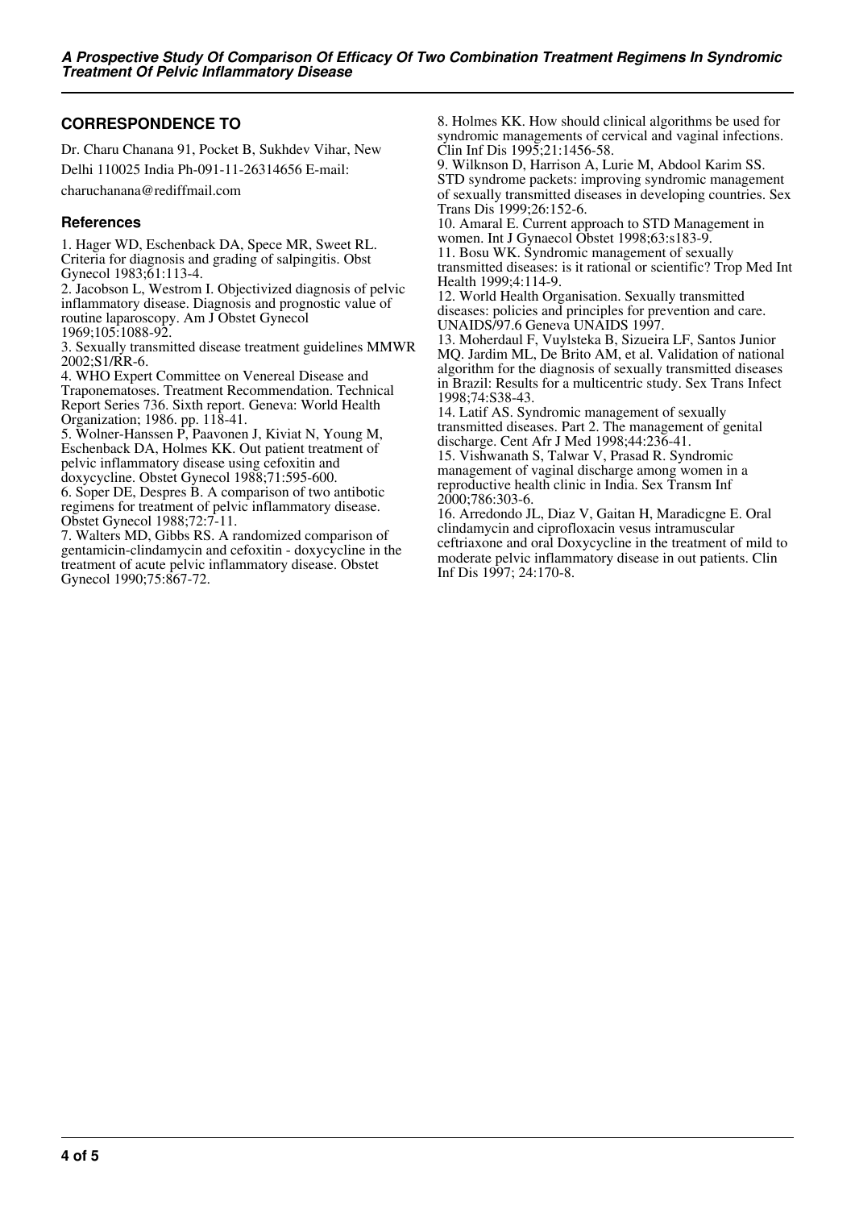## CORRESPONDENCE TO

Dr. Charu Chanana 91, Pocket B, Sukhdev Vihar, New Delhi 110025 India Ph-091-11-26314656 E-mail: charuchanana@rediffmail.com

### References

1. Hager WD, Eschenback DA, Spece MR, Sweet RL. Criteria for diagnosis and grading of salpingitis. Obst Gynecol 1983;61:113-4.
2. Jacobson L, Westrom I. Objectivized diagnosis of pelvic inflammatory disease. Diagnosis and prognostic value of routine laparoscopy. Am J Obstet Gynecol 1969;105:1088-92.
3. Sexually transmitted disease treatment guidelines MMWR 2002;S1/RR-6.
4. WHO Expert Committee on Venereal Disease and Traponematoses. Treatment Recommendation. Technical Report Series 736. Sixth report. Geneva: World Health Organization; 1986. pp. 118-41.
5. Wolner-Hanssen P, Paavonen J, Kiviat N, Young M, Eschenback DA, Holmes KK. Out patient treatment of pelvic inflammatory disease using cefoxitin and doxycycline. Obstet Gynecol 1988;71:595-600.
6. Soper DE, Despres B. A comparison of two antibotic regimens for treatment of pelvic inflammatory disease. Obstet Gynecol 1988;72:7-11.
7. Walters MD, Gibbs RS. A randomized comparison of gentamicin-clindamycin and cefoxitin - doxycycline in the treatment of acute pelvic inflammatory disease. Obstet Gynecol 1990;75:867-72.
8. Holmes KK. How should clinical algorithms be used for syndromic managements of cervical and vaginal infections. Clin Inf Dis 1995;21:1456-58.
9. Wilknson D, Harrison A, Lurie M, Abdool Karim SS. STD syndrome packets: improving syndromic management of sexually transmitted diseases in developing countries. Sex Trans Dis 1999;26:152-6.
10. Amaral E. Current approach to STD Management in women. Int J Gynaecol Obstet 1998;63:s183-9.
11. Bosu WK. Syndromic management of sexually transmitted diseases: is it rational or scientific? Trop Med Int Health 1999;4:114-9.
12. World Health Organisation. Sexually transmitted diseases: policies and principles for prevention and care. UNAIDS/97.6 Geneva UNAIDS 1997.
13. Moherdaul F, Vuylsteka B, Sizueira LF, Santos Junior MQ. Jardim ML, De Brito AM, et al. Validation of national algorithm for the diagnosis of sexually transmitted diseases in Brazil: Results for a multicentric study. Sex Trans Infect 1998;74:S38-43.
14. Latif AS. Syndromic management of sexually transmitted diseases. Part 2. The management of genital discharge. Cent Afr J Med 1998;44:236-41.
15. Vishwanath S, Talwar V, Prasad R. Syndromic management of vaginal discharge among women in a reproductive health clinic in India. Sex Transm Inf 2000;786:303-6.
16. Arredondo JL, Diaz V, Gaitan H, Maradicgne E. Oral clindamycin and ciprofloxacin vesus intramuscular ceftriaxone and oral Doxycycline in the treatment of mild to moderate pelvic inflammatory disease in out patients. Clin Inf Dis 1997; 24:170-8.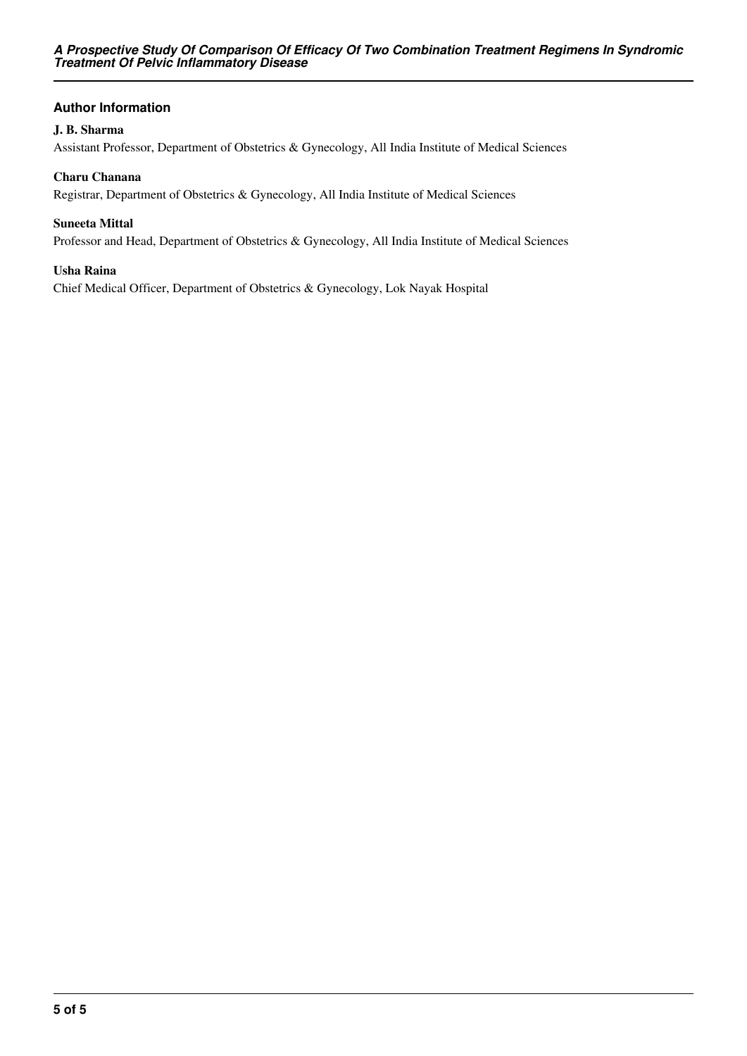## Author Information

**J. B. Sharma**

Assistant Professor, Department of Obstetrics & Gynecology, All India Institute of Medical Sciences

**Charu Chanana**

Registrar, Department of Obstetrics & Gynecology, All India Institute of Medical Sciences

**Suneeta Mittal**

Professor and Head, Department of Obstetrics & Gynecology, All India Institute of Medical Sciences

**Usha Raina**

Chief Medical Officer, Department of Obstetrics & Gynecology, Lok Nayak Hospital